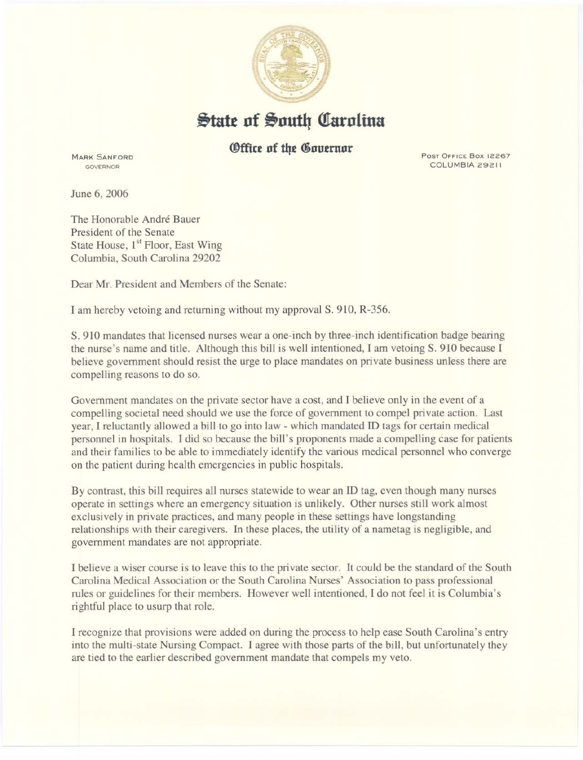# State of South Carolina

## Office of the Governor

MARK SANFORD
GOVERNOR

POST OFFICE BOX 12267
COLUMBIA 29211

June 6, 2006

The Honorable André Bauer
President of the Senate
State House, 1st Floor, East Wing
Columbia, South Carolina 29202

Dear Mr. President and Members of the Senate:

I am hereby vetoing and returning without my approval S. 910, R-356.

S. 910 mandates that licensed nurses wear a one-inch by three-inch identification badge bearing the nurse's name and title. Although this bill is well intentioned, I am vetoing S. 910 because I believe government should resist the urge to place mandates on private business unless there are compelling reasons to do so.

Government mandates on the private sector have a cost, and I believe only in the event of a compelling societal need should we use the force of government to compel private action. Last year, I reluctantly allowed a bill to go into law - which mandated ID tags for certain medical personnel in hospitals. I did so because the bill's proponents made a compelling case for patients and their families to be able to immediately identify the various medical personnel who converge on the patient during health emergencies in public hospitals.

By contrast, this bill requires all nurses statewide to wear an ID tag, even though many nurses operate in settings where an emergency situation is unlikely. Other nurses still work almost exclusively in private practices, and many people in these settings have longstanding relationships with their caregivers. In these places, the utility of a nametag is negligible, and government mandates are not appropriate.

I believe a wiser course is to leave this to the private sector. It could be the standard of the South Carolina Medical Association or the South Carolina Nurses' Association to pass professional rules or guidelines for their members. However well intentioned, I do not feel it is Columbia's rightful place to usurp that role.

I recognize that provisions were added on during the process to help ease South Carolina's entry into the multi-state Nursing Compact. I agree with those parts of the bill, but unfortunately they are tied to the earlier described government mandate that compels my veto.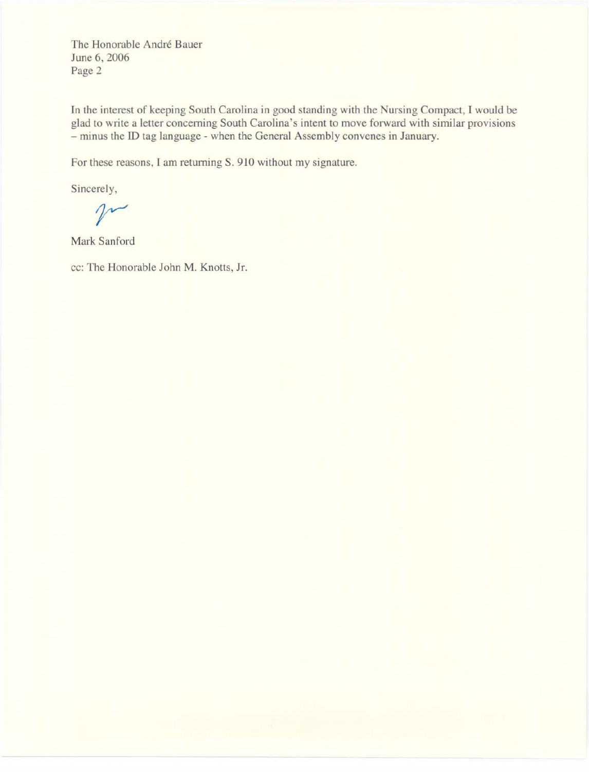The Honorable André Bauer
June 6, 2006
Page 2

In the interest of keeping South Carolina in good standing with the Nursing Compact, I would be glad to write a letter concerning South Carolina's intent to move forward with similar provisions – minus the ID tag language - when the General Assembly convenes in January.

For these reasons, I am returning S. 910 without my signature.

Sincerely,

Mark Sanford

cc: The Honorable John M. Knotts, Jr.